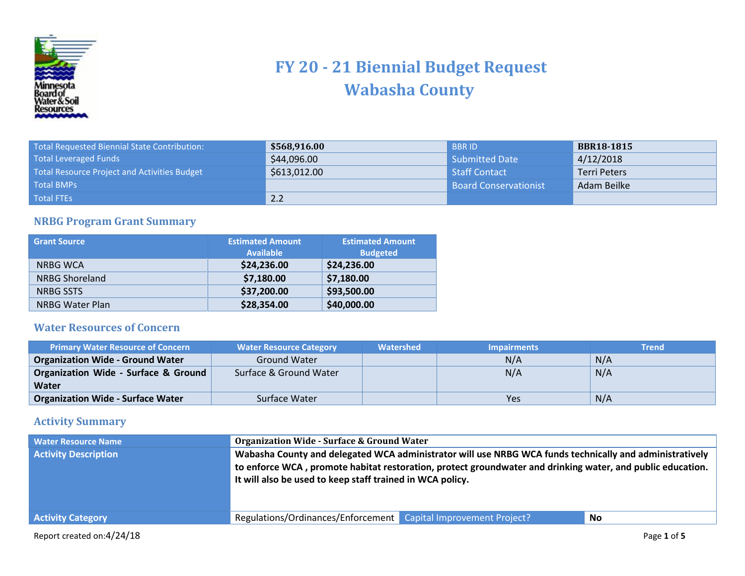# FY 20 - 21 Biennial Budget Request
# Wabasha County

| Total Requested Biennial State Contribution: | **$568,916.00** | BBR ID | **BBR18-1815** |
|---|---|---|---|
| Total Leveraged Funds | $44,096.00 | Submitted Date | 4/12/2018 |
| Total Resource Project and Activities Budget | $613,012.00 | Staff Contact | Terri Peters |
| Total BMPs | | Board Conservationist | Adam Beilke |
| Total FTEs | 2.2 | | |

## NRBG Program Grant Summary

| Grant Source | Estimated Amount Available | Estimated Amount Budgeted |
|---|---|---|
| NRBG WCA | **$24,236.00** | **$24,236.00** |
| NRBG Shoreland | **$7,180.00** | **$7,180.00** |
| NRBG SSTS | **$37,200.00** | **$93,500.00** |
| NRBG Water Plan | **$28,354.00** | **$40,000.00** |

## Water Resources of Concern

| Primary Water Resource of Concern | Water Resource Category | Watershed | Impairments | Trend |
|---|---|---|---|---|
| **Organization Wide - Ground Water** | Ground Water | | N/A | N/A |
| **Organization Wide - Surface & Ground Water** | Surface & Ground Water | | N/A | N/A |
| **Organization Wide - Surface Water** | Surface Water | | Yes | N/A |

## Activity Summary

| Water Resource Name | **Organization Wide - Surface & Ground Water** | | |
|---|---|---|---|
| Activity Description | **Wabasha County and delegated WCA administrator will use NRBG WCA funds technically and administratively to enforce WCA , promote habitat restoration, protect groundwater and drinking water, and public education. It will also be used to keep staff trained in WCA policy.** | | |
| Activity Category | Regulations/Ordinances/Enforcement | Capital Improvement Project? | **No** |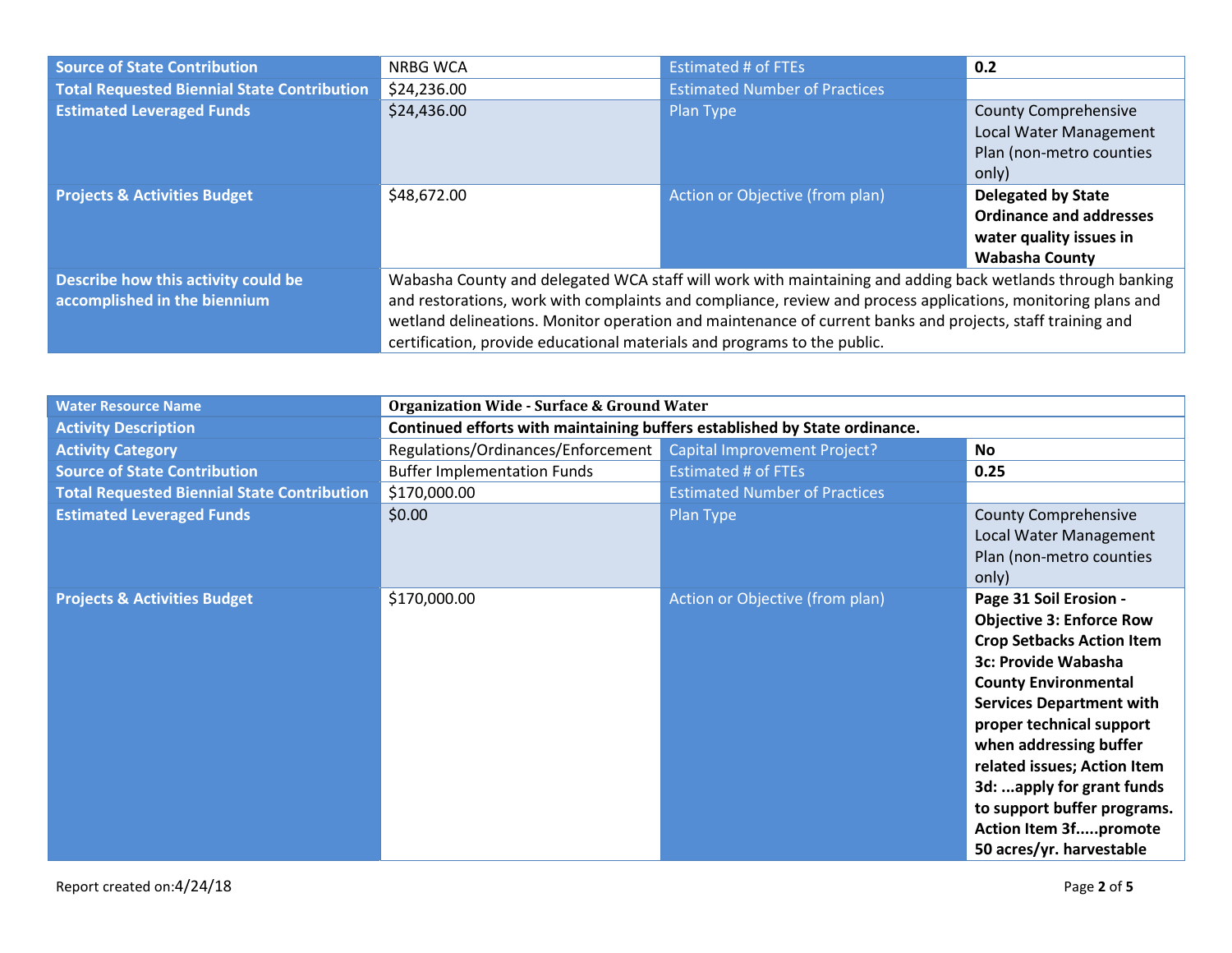| Source of State Contribution | NRBG WCA | Estimated # of FTEs | **0.2** |
|---|---|---|---|
| Total Requested Biennial State Contribution | $24,236.00 | Estimated Number of Practices | |
| Estimated Leveraged Funds | $24,436.00 | Plan Type | County Comprehensive Local Water Management Plan (non-metro counties only) |
| Projects & Activities Budget | $48,672.00 | Action or Objective (from plan) | **Delegated by State Ordinance and addresses water quality issues in Wabasha County** |
| Describe how this activity could be accomplished in the biennium | Wabasha County and delegated WCA staff will work with maintaining and adding back wetlands through banking and restorations, work with complaints and compliance, review and process applications, monitoring plans and wetland delineations. Monitor operation and maintenance of current banks and projects, staff training and certification, provide educational materials and programs to the public. | | |

| Water Resource Name | **Organization Wide - Surface & Ground Water** | | |
|---|---|---|---|
| Activity Description | **Continued efforts with maintaining buffers established by State ordinance.** | | |
| Activity Category | Regulations/Ordinances/Enforcement | Capital Improvement Project? | **No** |
| Source of State Contribution | Buffer Implementation Funds | Estimated # of FTEs | **0.25** |
| Total Requested Biennial State Contribution | $170,000.00 | Estimated Number of Practices | |
| Estimated Leveraged Funds | $0.00 | Plan Type | County Comprehensive Local Water Management Plan (non-metro counties only) |
| Projects & Activities Budget | $170,000.00 | Action or Objective (from plan) | **Page 31 Soil Erosion - Objective 3: Enforce Row Crop Setbacks Action Item 3c: Provide Wabasha County Environmental Services Department with proper technical support when addressing buffer related issues; Action Item 3d: ...apply for grant funds to support buffer programs. Action Item 3f.....promote 50 acres/yr. harvestable** |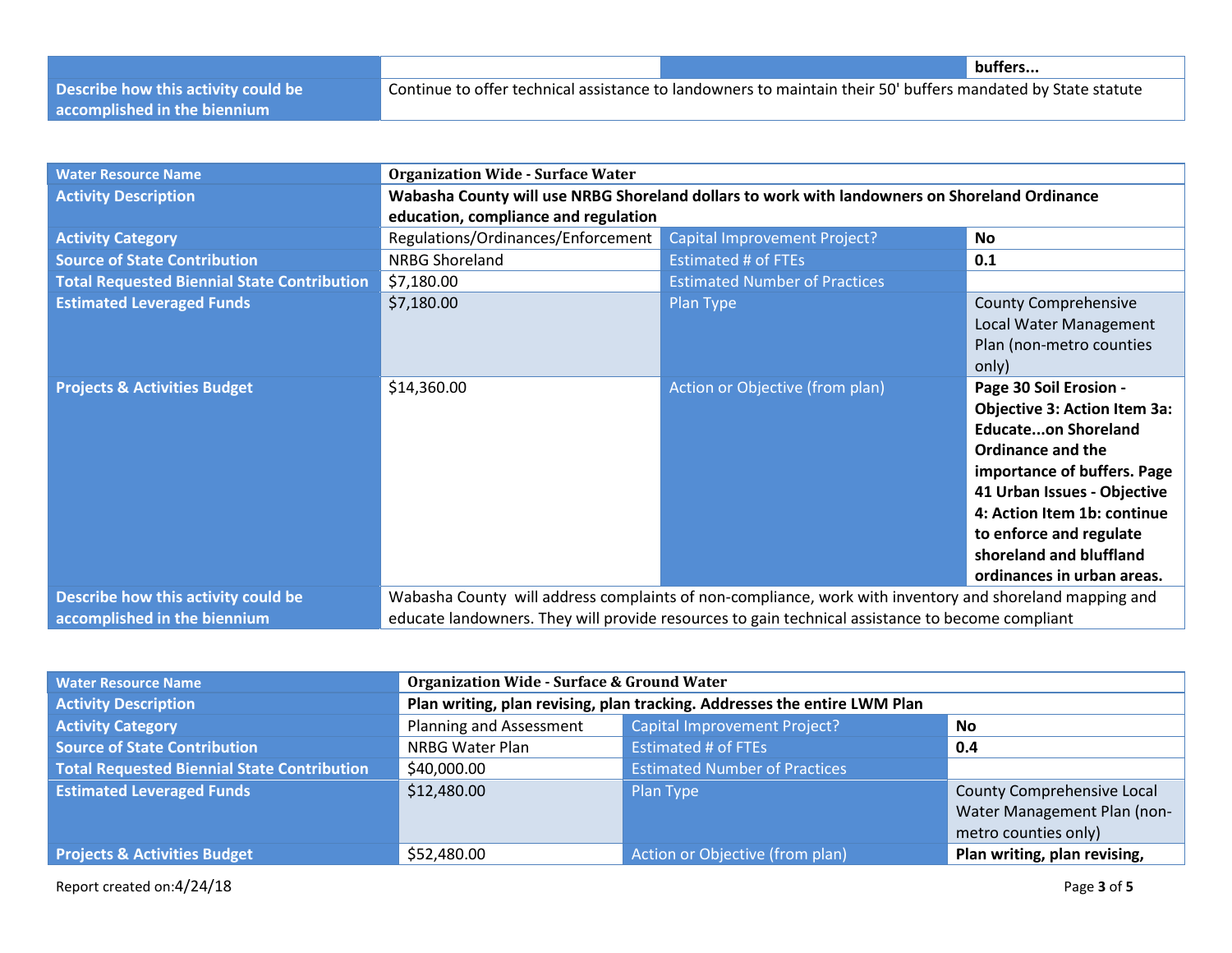| | | | buffers... |
|---|---|---|---|
| Describe how this activity could be accomplished in the biennium | Continue to offer technical assistance to landowners to maintain their 50' buffers mandated by State statute | | |

| Water Resource Name | **Organization Wide - Surface Water** | | |
|---|---|---|---|
| Activity Description | **Wabasha County will use NRBG Shoreland dollars to work with landowners on Shoreland Ordinance education, compliance and regulation** | | |
| Activity Category | Regulations/Ordinances/Enforcement | Capital Improvement Project? | **No** |
| Source of State Contribution | NRBG Shoreland | Estimated # of FTEs | **0.1** |
| Total Requested Biennial State Contribution | $7,180.00 | Estimated Number of Practices | |
| Estimated Leveraged Funds | $7,180.00 | Plan Type | County Comprehensive Local Water Management Plan (non-metro counties only) |
| Projects & Activities Budget | $14,360.00 | Action or Objective (from plan) | **Page 30 Soil Erosion - Objective 3: Action Item 3a: Educate...on Shoreland Ordinance and the importance of buffers. Page 41 Urban Issues - Objective 4: Action Item 1b: continue to enforce and regulate shoreland and bluffland ordinances in urban areas.** |
| Describe how this activity could be accomplished in the biennium | Wabasha County will address complaints of non-compliance, work with inventory and shoreland mapping and educate landowners. They will provide resources to gain technical assistance to become compliant | | |

| Water Resource Name | **Organization Wide - Surface & Ground Water** | | |
|---|---|---|---|
| Activity Description | **Plan writing, plan revising, plan tracking. Addresses the entire LWM Plan** | | |
| Activity Category | Planning and Assessment | Capital Improvement Project? | **No** |
| Source of State Contribution | NRBG Water Plan | Estimated # of FTEs | **0.4** |
| Total Requested Biennial State Contribution | $40,000.00 | Estimated Number of Practices | |
| Estimated Leveraged Funds | $12,480.00 | Plan Type | County Comprehensive Local Water Management Plan (non-metro counties only) |
| Projects & Activities Budget | $52,480.00 | Action or Objective (from plan) | **Plan writing, plan revising,** |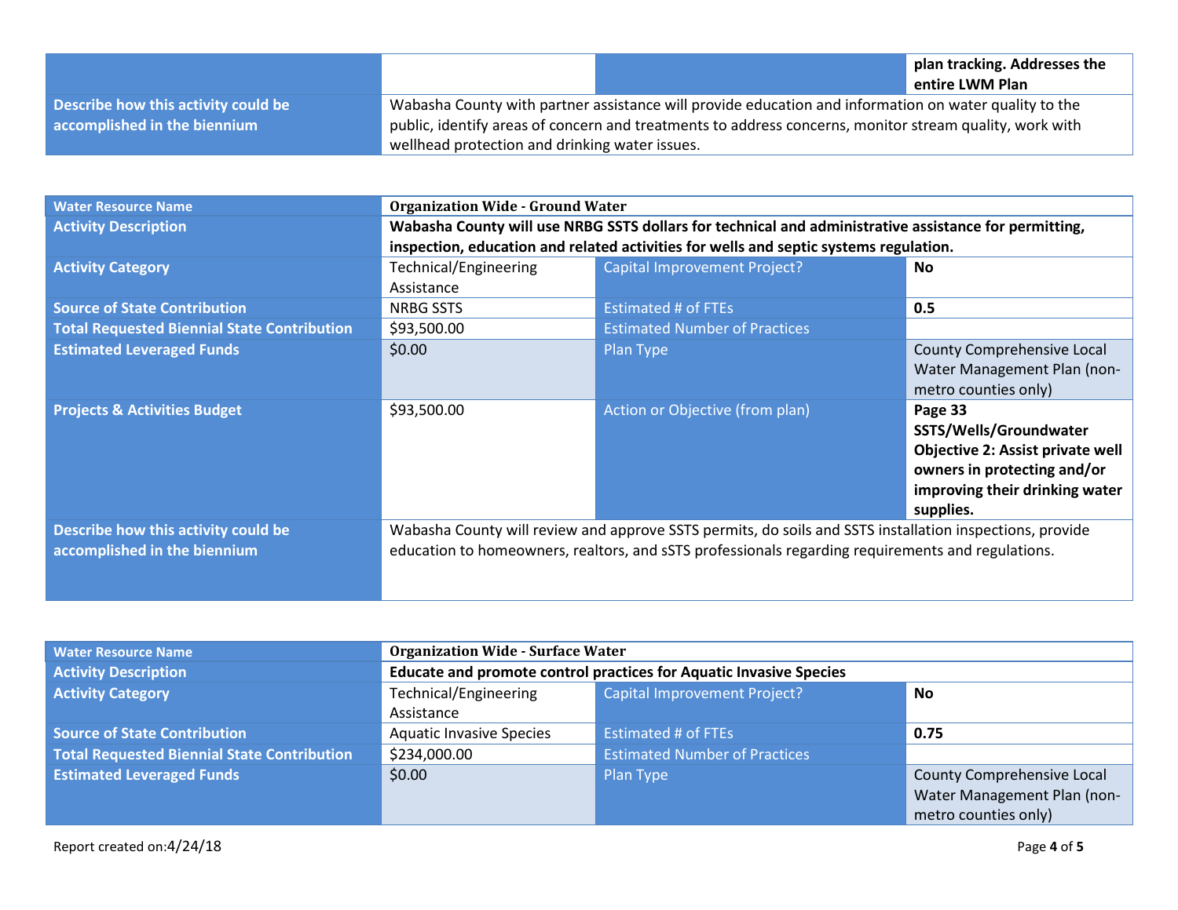| | | | plan tracking. Addresses the entire LWM Plan |
|---|---|---|---|
| Describe how this activity could be accomplished in the biennium | Wabasha County with partner assistance will provide education and information on water quality to the public, identify areas of concern and treatments to address concerns, monitor stream quality, work with wellhead protection and drinking water issues. | | |

| Water Resource Name | Organization Wide - Ground Water | | |
|---|---|---|---|
| Activity Description | **Wabasha County will use NRBG SSTS dollars for technical and administrative assistance for permitting, inspection, education and related activities for wells and septic systems regulation.** | | |
| Activity Category | Technical/Engineering Assistance | Capital Improvement Project? | **No** |
| Source of State Contribution | NRBG SSTS | Estimated # of FTEs | **0.5** |
| Total Requested Biennial State Contribution | $93,500.00 | Estimated Number of Practices | |
| Estimated Leveraged Funds | $0.00 | Plan Type | County Comprehensive Local Water Management Plan (non-metro counties only) |
| Projects & Activities Budget | $93,500.00 | Action or Objective (from plan) | **Page 33 SSTS/Wells/Groundwater Objective 2: Assist private well owners in protecting and/or improving their drinking water supplies.** |
| Describe how this activity could be accomplished in the biennium | Wabasha County will review and approve SSTS permits, do soils and SSTS installation inspections, provide education to homeowners, realtors, and sSTS professionals regarding requirements and regulations. | | |

| Water Resource Name | Organization Wide - Surface Water | | |
|---|---|---|---|
| Activity Description | **Educate and promote control practices for Aquatic Invasive Species** | | |
| Activity Category | Technical/Engineering Assistance | Capital Improvement Project? | **No** |
| Source of State Contribution | Aquatic Invasive Species | Estimated # of FTEs | **0.75** |
| Total Requested Biennial State Contribution | $234,000.00 | Estimated Number of Practices | |
| Estimated Leveraged Funds | $0.00 | Plan Type | County Comprehensive Local Water Management Plan (non-metro counties only) |

Report created on:4/24/18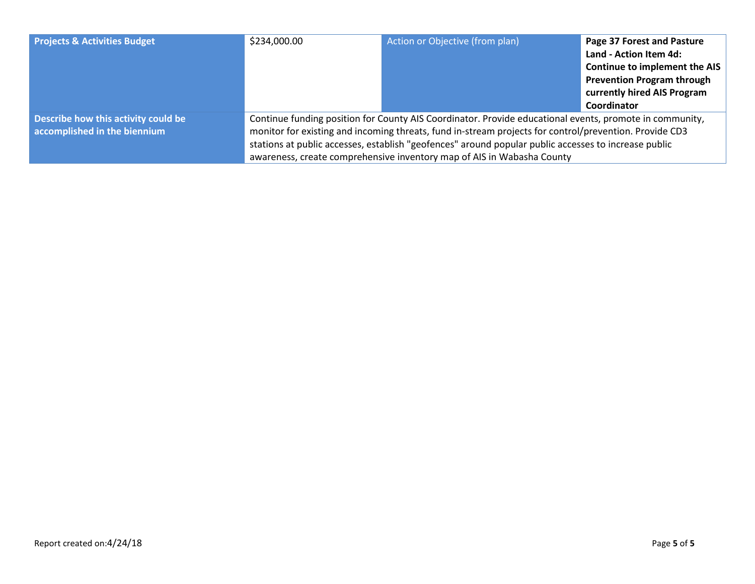| | | | |
|---|---|---|---|
| **Projects & Activities Budget** | $234,000.00 | Action or Objective (from plan) | **Page 37 Forest and Pasture Land - Action Item 4d: Continue to implement the AIS Prevention Program through currently hired AIS Program Coordinator** |
| **Describe how this activity could be accomplished in the biennium** | Continue funding position for County AIS Coordinator. Provide educational events, promote in community, monitor for existing and incoming threats, fund in-stream projects for control/prevention. Provide CD3 stations at public accesses, establish "geofences" around popular public accesses to increase public awareness, create comprehensive inventory map of AIS in Wabasha County | | |

Report created on:4/24/18